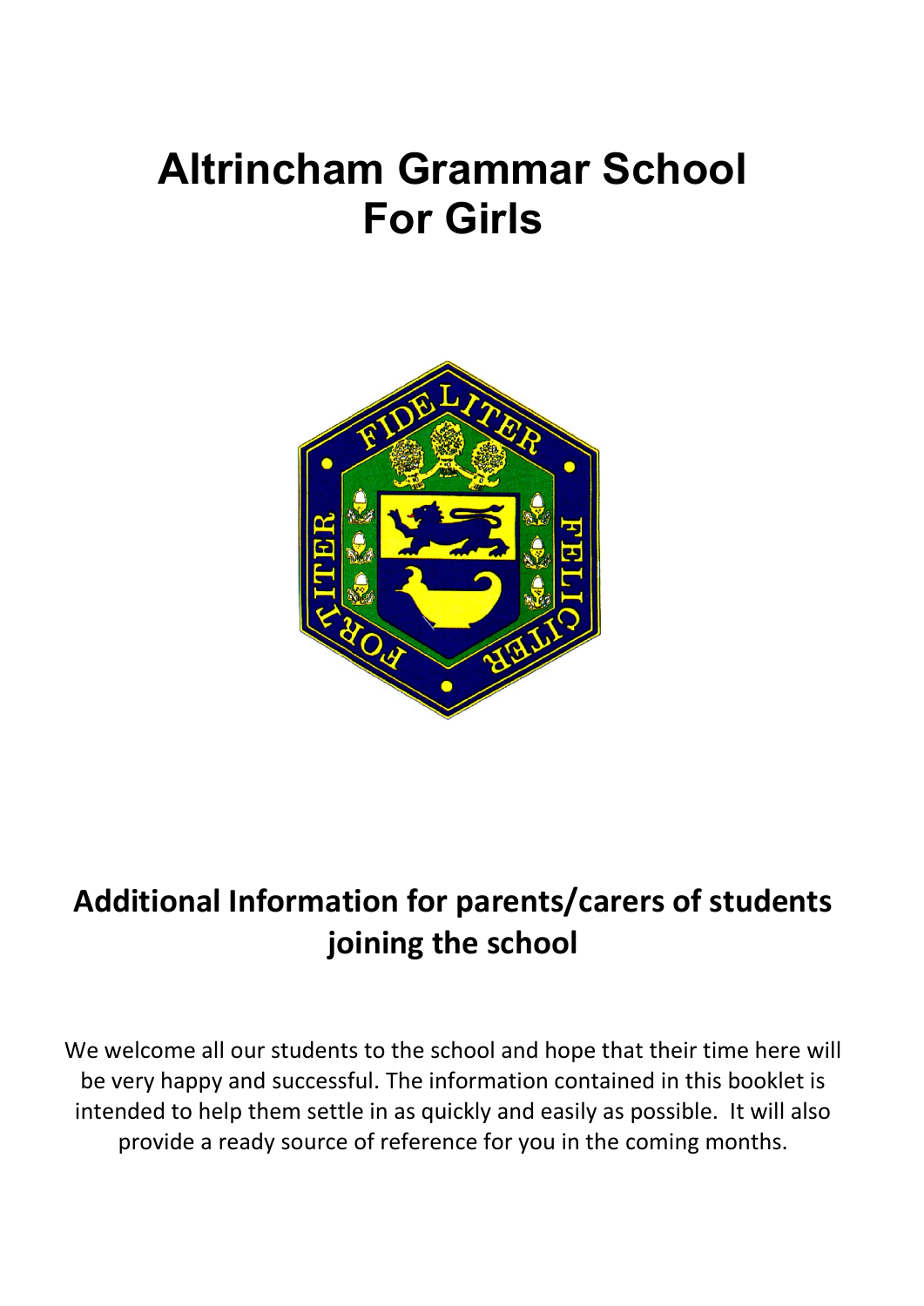# Altrincham Grammar School For Girls

## Additional Information for parents/carers of students joining the school

We welcome all our students to the school and hope that their time here will be very happy and successful. The information contained in this booklet is intended to help them settle in as quickly and easily as possible. It will also provide a ready source of reference for you in the coming months.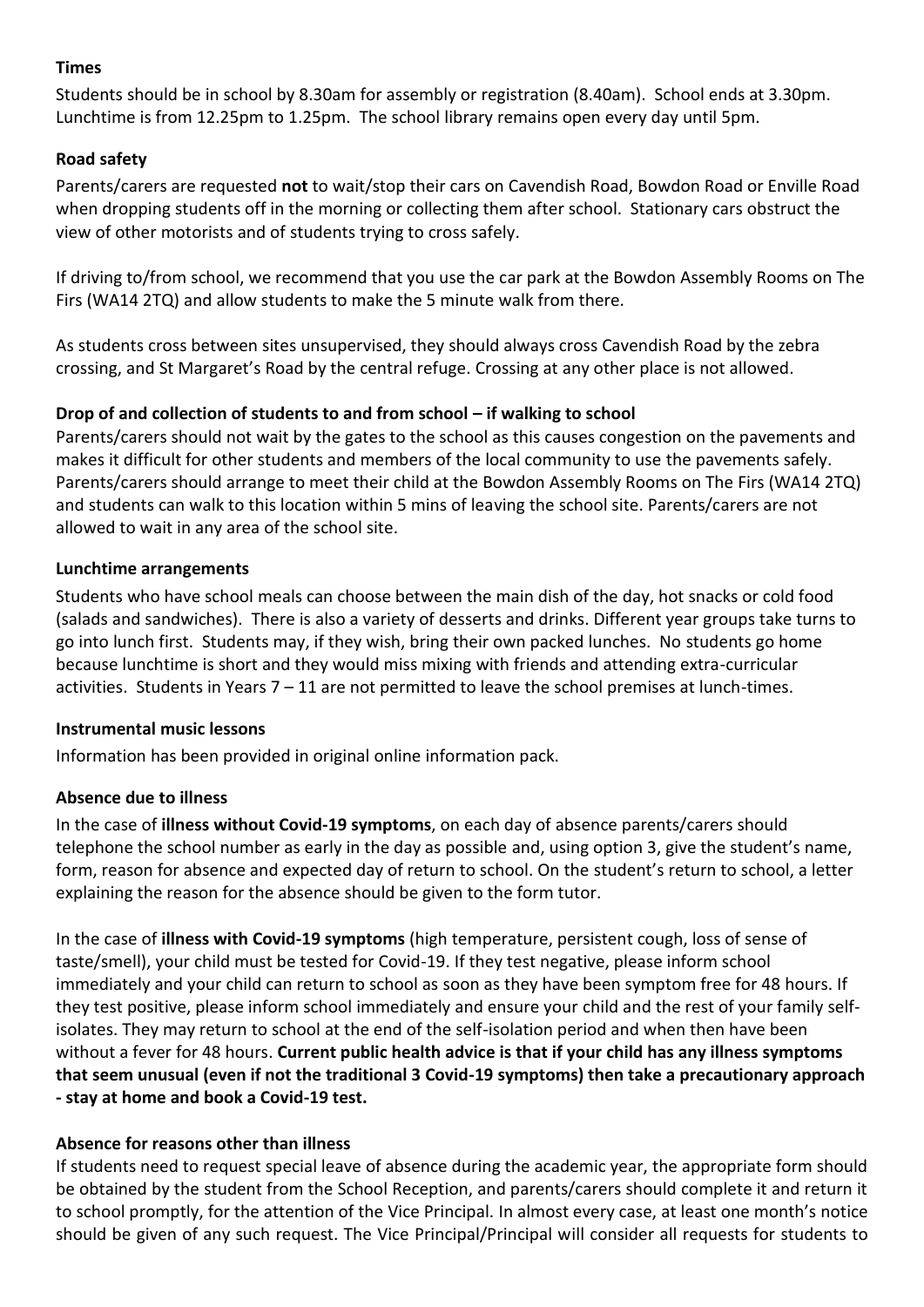**Times**

Students should be in school by 8.30am for assembly or registration (8.40am). School ends at 3.30pm. Lunchtime is from 12.25pm to 1.25pm. The school library remains open every day until 5pm.

**Road safety**

Parents/carers are requested **not** to wait/stop their cars on Cavendish Road, Bowdon Road or Enville Road when dropping students off in the morning or collecting them after school. Stationary cars obstruct the view of other motorists and of students trying to cross safely.

If driving to/from school, we recommend that you use the car park at the Bowdon Assembly Rooms on The Firs (WA14 2TQ) and allow students to make the 5 minute walk from there.

As students cross between sites unsupervised, they should always cross Cavendish Road by the zebra crossing, and St Margaret's Road by the central refuge. Crossing at any other place is not allowed.

**Drop of and collection of students to and from school – if walking to school**

Parents/carers should not wait by the gates to the school as this causes congestion on the pavements and makes it difficult for other students and members of the local community to use the pavements safely. Parents/carers should arrange to meet their child at the Bowdon Assembly Rooms on The Firs (WA14 2TQ) and students can walk to this location within 5 mins of leaving the school site. Parents/carers are not allowed to wait in any area of the school site.

**Lunchtime arrangements**

Students who have school meals can choose between the main dish of the day, hot snacks or cold food (salads and sandwiches). There is also a variety of desserts and drinks. Different year groups take turns to go into lunch first. Students may, if they wish, bring their own packed lunches. No students go home because lunchtime is short and they would miss mixing with friends and attending extra-curricular activities. Students in Years 7 – 11 are not permitted to leave the school premises at lunch-times.

**Instrumental music lessons**

Information has been provided in original online information pack.

**Absence due to illness**

In the case of **illness without Covid-19 symptoms**, on each day of absence parents/carers should telephone the school number as early in the day as possible and, using option 3, give the student's name, form, reason for absence and expected day of return to school. On the student's return to school, a letter explaining the reason for the absence should be given to the form tutor.

In the case of **illness with Covid-19 symptoms** (high temperature, persistent cough, loss of sense of taste/smell), your child must be tested for Covid-19. If they test negative, please inform school immediately and your child can return to school as soon as they have been symptom free for 48 hours. If they test positive, please inform school immediately and ensure your child and the rest of your family self-isolates. They may return to school at the end of the self-isolation period and when then have been without a fever for 48 hours. **Current public health advice is that if your child has any illness symptoms that seem unusual (even if not the traditional 3 Covid-19 symptoms) then take a precautionary approach - stay at home and book a Covid-19 test.**

**Absence for reasons other than illness**

If students need to request special leave of absence during the academic year, the appropriate form should be obtained by the student from the School Reception, and parents/carers should complete it and return it to school promptly, for the attention of the Vice Principal. In almost every case, at least one month's notice should be given of any such request. The Vice Principal/Principal will consider all requests for students to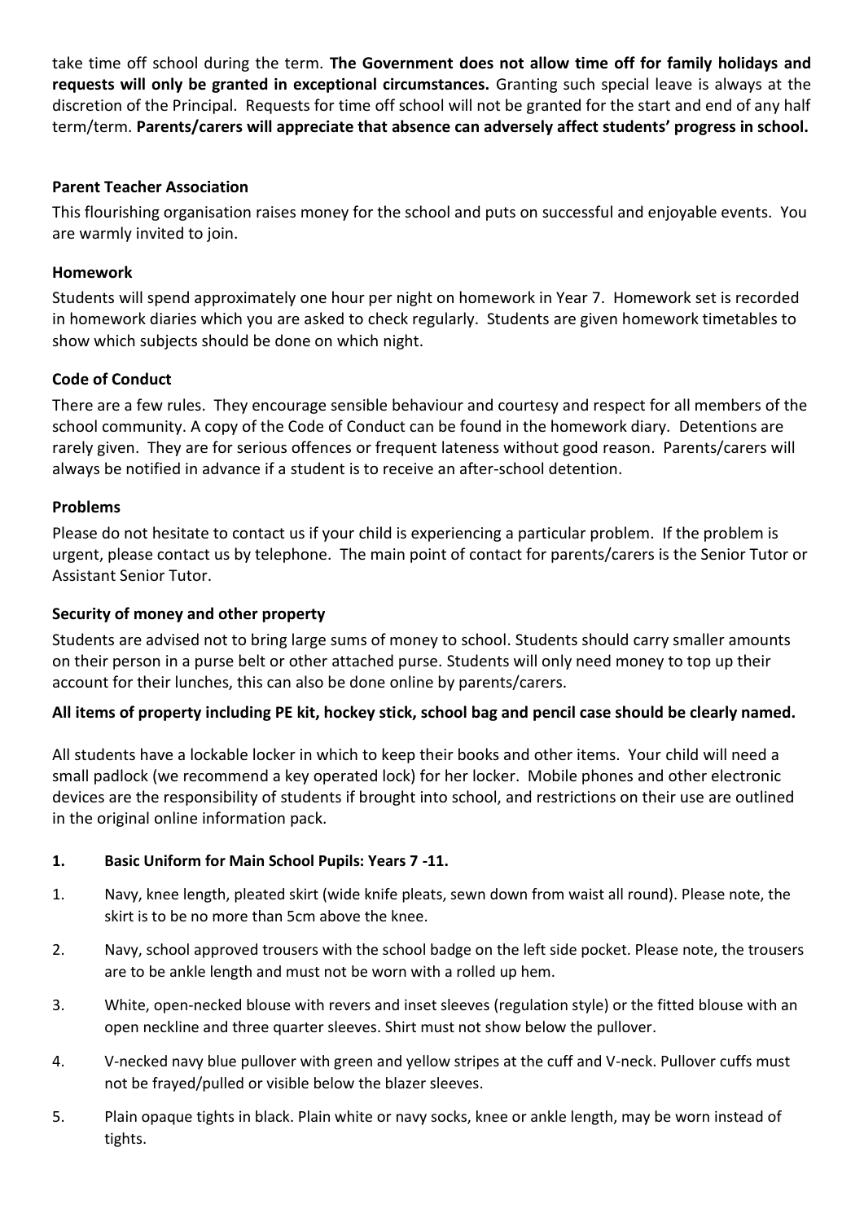take time off school during the term. **The Government does not allow time off for family holidays and requests will only be granted in exceptional circumstances.** Granting such special leave is always at the discretion of the Principal. Requests for time off school will not be granted for the start and end of any half term/term. **Parents/carers will appreciate that absence can adversely affect students' progress in school.**

**Parent Teacher Association**

This flourishing organisation raises money for the school and puts on successful and enjoyable events. You are warmly invited to join.

**Homework**

Students will spend approximately one hour per night on homework in Year 7. Homework set is recorded in homework diaries which you are asked to check regularly. Students are given homework timetables to show which subjects should be done on which night.

**Code of Conduct**

There are a few rules. They encourage sensible behaviour and courtesy and respect for all members of the school community. A copy of the Code of Conduct can be found in the homework diary. Detentions are rarely given. They are for serious offences or frequent lateness without good reason. Parents/carers will always be notified in advance if a student is to receive an after-school detention.

**Problems**

Please do not hesitate to contact us if your child is experiencing a particular problem. If the problem is urgent, please contact us by telephone. The main point of contact for parents/carers is the Senior Tutor or Assistant Senior Tutor.

**Security of money and other property**

Students are advised not to bring large sums of money to school. Students should carry smaller amounts on their person in a purse belt or other attached purse. Students will only need money to top up their account for their lunches, this can also be done online by parents/carers.

**All items of property including PE kit, hockey stick, school bag and pencil case should be clearly named.**

All students have a lockable locker in which to keep their books and other items. Your child will need a small padlock (we recommend a key operated lock) for her locker. Mobile phones and other electronic devices are the responsibility of students if brought into school, and restrictions on their use are outlined in the original online information pack.

**1. Basic Uniform for Main School Pupils: Years 7 -11.**

1. Navy, knee length, pleated skirt (wide knife pleats, sewn down from waist all round). Please note, the skirt is to be no more than 5cm above the knee.
2. Navy, school approved trousers with the school badge on the left side pocket. Please note, the trousers are to be ankle length and must not be worn with a rolled up hem.
3. White, open-necked blouse with revers and inset sleeves (regulation style) or the fitted blouse with an open neckline and three quarter sleeves. Shirt must not show below the pullover.
4. V-necked navy blue pullover with green and yellow stripes at the cuff and V-neck. Pullover cuffs must not be frayed/pulled or visible below the blazer sleeves.
5. Plain opaque tights in black. Plain white or navy socks, knee or ankle length, may be worn instead of tights.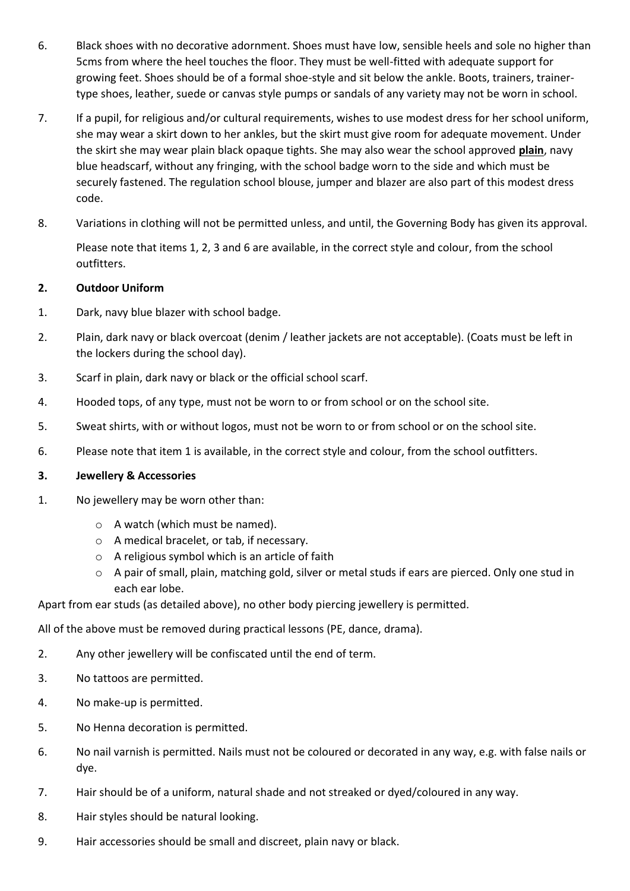6. Black shoes with no decorative adornment. Shoes must have low, sensible heels and sole no higher than 5cms from where the heel touches the floor. They must be well-fitted with adequate support for growing feet. Shoes should be of a formal shoe-style and sit below the ankle. Boots, trainers, trainer-type shoes, leather, suede or canvas style pumps or sandals of any variety may not be worn in school.

7. If a pupil, for religious and/or cultural requirements, wishes to use modest dress for her school uniform, she may wear a skirt down to her ankles, but the skirt must give room for adequate movement. Under the skirt she may wear plain black opaque tights. She may also wear the school approved **plain**, navy blue headscarf, without any fringing, with the school badge worn to the side and which must be securely fastened. The regulation school blouse, jumper and blazer are also part of this modest dress code.

8. Variations in clothing will not be permitted unless, and until, the Governing Body has given its approval.

   Please note that items 1, 2, 3 and 6 are available, in the correct style and colour, from the school outfitters.

### 2. Outdoor Uniform

1. Dark, navy blue blazer with school badge.
2. Plain, dark navy or black overcoat (denim / leather jackets are not acceptable). (Coats must be left in the lockers during the school day).
3. Scarf in plain, dark navy or black or the official school scarf.
4. Hooded tops, of any type, must not be worn to or from school or on the school site.
5. Sweat shirts, with or without logos, must not be worn to or from school or on the school site.
6. Please note that item 1 is available, in the correct style and colour, from the school outfitters.

### 3. Jewellery & Accessories

1. No jewellery may be worn other than:
   - A watch (which must be named).
   - A medical bracelet, or tab, if necessary.
   - A religious symbol which is an article of faith
   - A pair of small, plain, matching gold, silver or metal studs if ears are pierced. Only one stud in each ear lobe.

Apart from ear studs (as detailed above), no other body piercing jewellery is permitted.

All of the above must be removed during practical lessons (PE, dance, drama).

2. Any other jewellery will be confiscated until the end of term.
3. No tattoos are permitted.
4. No make-up is permitted.
5. No Henna decoration is permitted.
6. No nail varnish is permitted. Nails must not be coloured or decorated in any way, e.g. with false nails or dye.
7. Hair should be of a uniform, natural shade and not streaked or dyed/coloured in any way.
8. Hair styles should be natural looking.
9. Hair accessories should be small and discreet, plain navy or black.